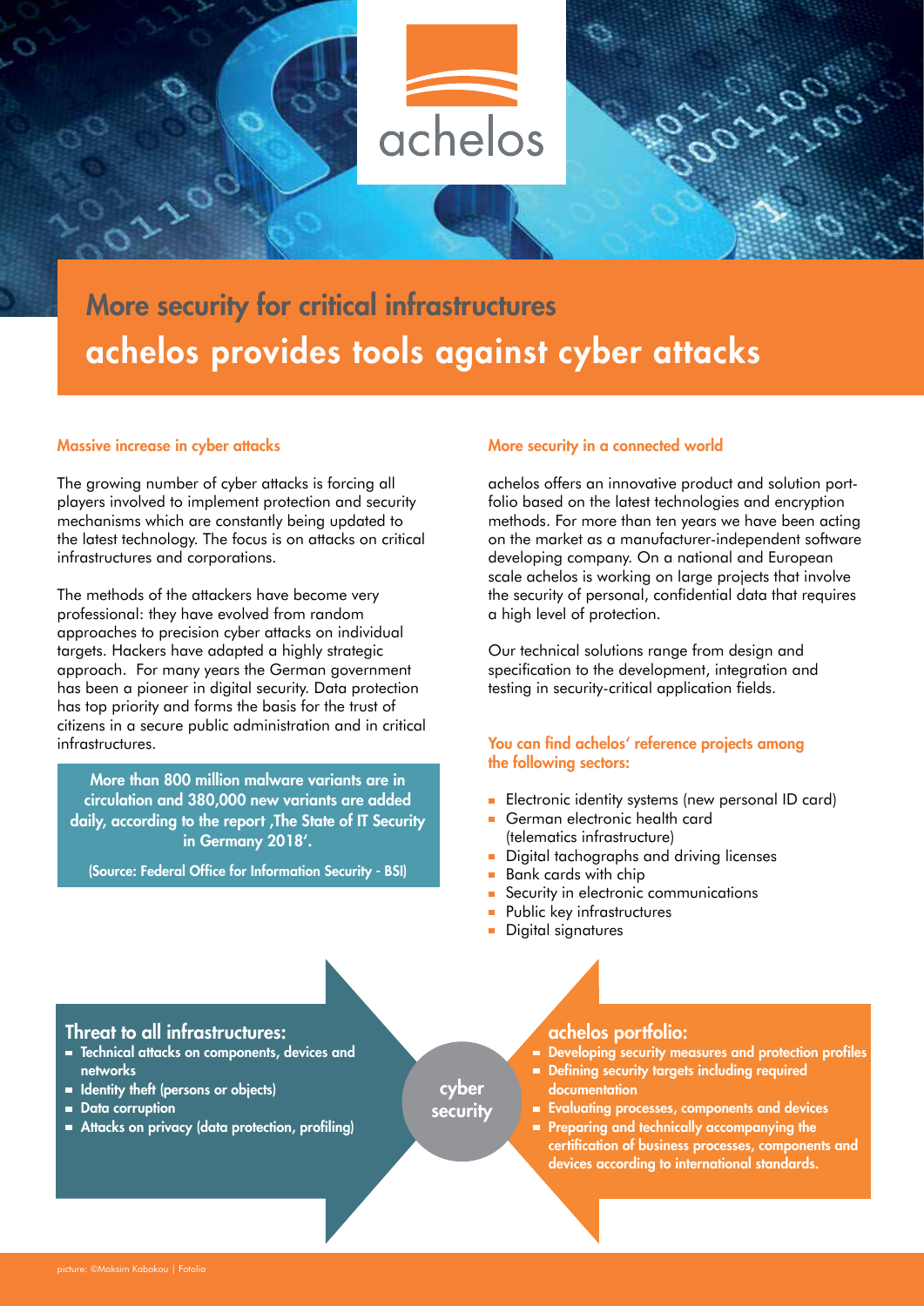achelos

# More security for critical infrastructures

## achelos provides tools against cyber attacks

### Massive increase in cyber attacks

The growing number of cyber attacks is forcing all players involved to implement protection and security mechanisms which are constantly being updated to the latest technology. The focus is on attacks on critical infrastructures and corporations.

The methods of the attackers have become very professional: they have evolved from random approaches to precision cyber attacks on individual targets. Hackers have adapted a highly strategic approach. For many years the German government has been a pioneer in digital security. Data protection has top priority and forms the basis for the trust of citizens in a secure public administration and in critical infrastructures.

**More than 800 million malware variants are in circulation and 380,000 new variants are added daily, according to the report ‚The State of IT Security in Germany 2018'.**

**(Source: Federal Office for Information Security - BSI)**

### More security in a connected world

achelos offers an innovative product and solution portfolio based on the latest technologies and encryption methods. For more than ten years we have been acting on the market as a manufacturer-independent software developing company. On a national and European scale achelos is working on large projects that involve the security of personal, confidential data that requires a high level of protection.

Our technical solutions range from design and specification to the development, integration and testing in security-critical application fields.

### You can find achelos' reference projects among the following sectors:

- Electronic identity systems (new personal ID card)
- German electronic health card (telematics infrastructure)
- Digital tachographs and driving licenses
- Bank cards with chip
- Security in electronic communications
- Public key infrastructures
- Digital signatures

### Threat to all infrastructures:

- **Technical attacks on components, devices and networks**
- **Identity theft (persons or objects)**
- **Data corruption**
- **Attacks on privacy (data protection, profiling)**

**cyber security**

### achelos portfolio:

- **Developing security measures and protection profiles**
- **Defining security targets including required documentation**
- **Evaluating processes, components and devices**
- **Preparing and technically accompanying the certification of business processes, components and devices according to international standards.**

picture: ©Maksim Kabakou | Fotolia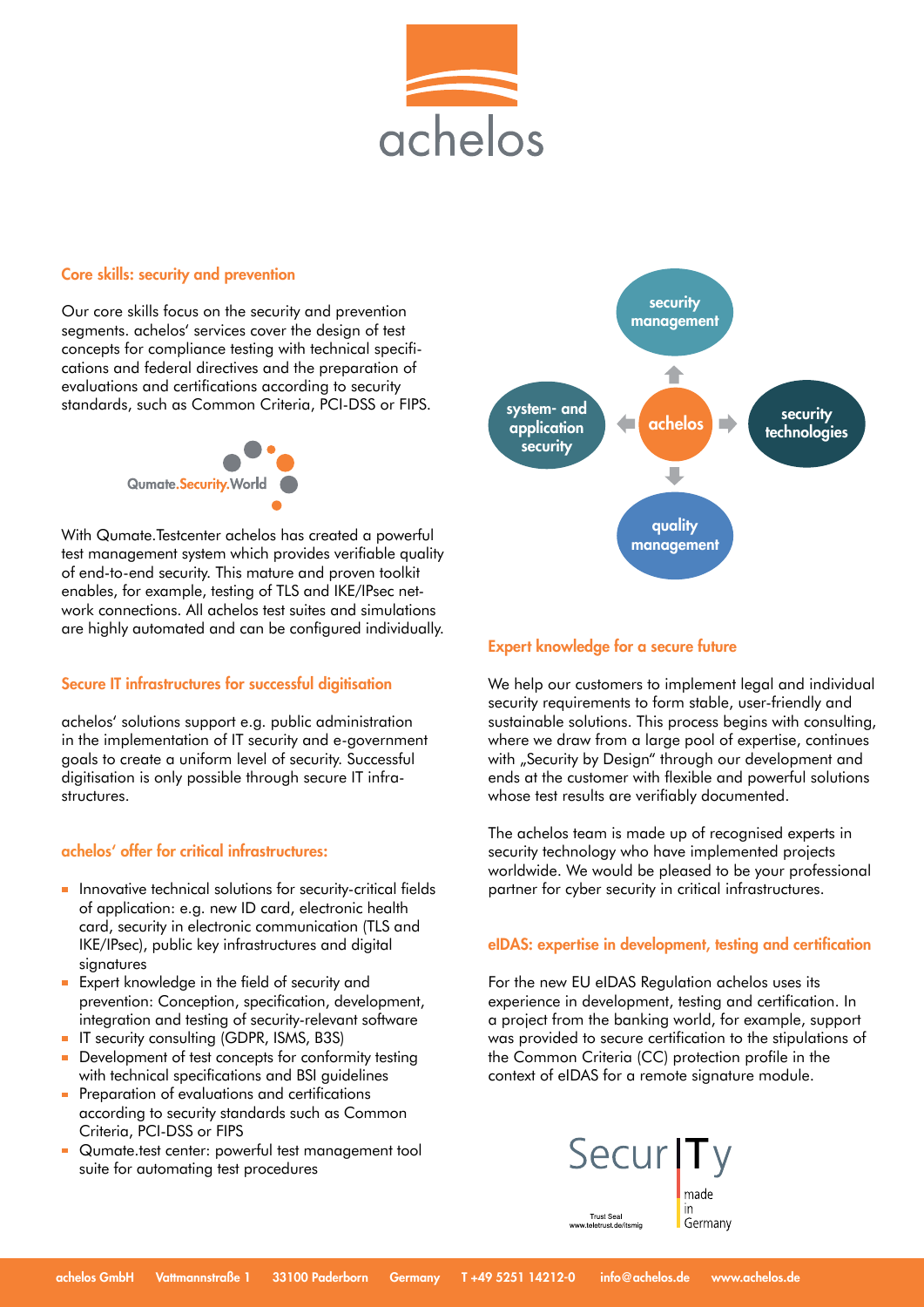achelos

## Core skills: security and prevention

Our core skills focus on the security and prevention segments. achelos' services cover the design of test concepts for compliance testing with technical specifications and federal directives and the preparation of evaluations and certifications according to security standards, such as Common Criteria, PCI-DSS or FIPS.

Qumate.Security.World

With Qumate.Testcenter achelos has created a powerful test management system which provides verifiable quality of end-to-end security. This mature and proven toolkit enables, for example, testing of TLS and IKE/IPsec network connections. All achelos test suites and simulations are highly automated and can be configured individually.

## Secure IT infrastructures for successful digitisation

achelos' solutions support e.g. public administration in the implementation of IT security and e-government goals to create a uniform level of security. Successful digitisation is only possible through secure IT infrastructures.

## achelos' offer for critical infrastructures:

- Innovative technical solutions for security-critical fields of application: e.g. new ID card, electronic health card, security in electronic communication (TLS and IKE/IPsec), public key infrastructures and digital signatures
- Expert knowledge in the field of security and prevention: Conception, specification, development, integration and testing of security-relevant software
- IT security consulting (GDPR, ISMS, B3S)
- Development of test concepts for conformity testing with technical specifications and BSI guidelines
- Preparation of evaluations and certifications according to security standards such as Common Criteria, PCI-DSS or FIPS
- Qumate.test center: powerful test management tool suite for automating test procedures

security management

system- and application security

achelos

security technologies

quality management

## Expert knowledge for a secure future

We help our customers to implement legal and individual security requirements to form stable, user-friendly and sustainable solutions. This process begins with consulting, where we draw from a large pool of expertise, continues with „Security by Design" through our development and ends at the customer with flexible and powerful solutions whose test results are verifiably documented.

The achelos team is made up of recognised experts in security technology who have implemented projects worldwide. We would be pleased to be your professional partner for cyber security in critical infrastructures.

## eIDAS: expertise in development, testing and certification

For the new EU eIDAS Regulation achelos uses its experience in development, testing and certification. In a project from the banking world, for example, support was provided to secure certification to the stipulations of the Common Criteria (CC) protection profile in the context of eIDAS for a remote signature module.

SecurITy made in Germany

Trust Seal
www.teletrust.de/itsmig

achelos GmbH Vattmannstraße 1 33100 Paderborn Germany T +49 5251 14212-0 info@achelos.de www.achelos.de